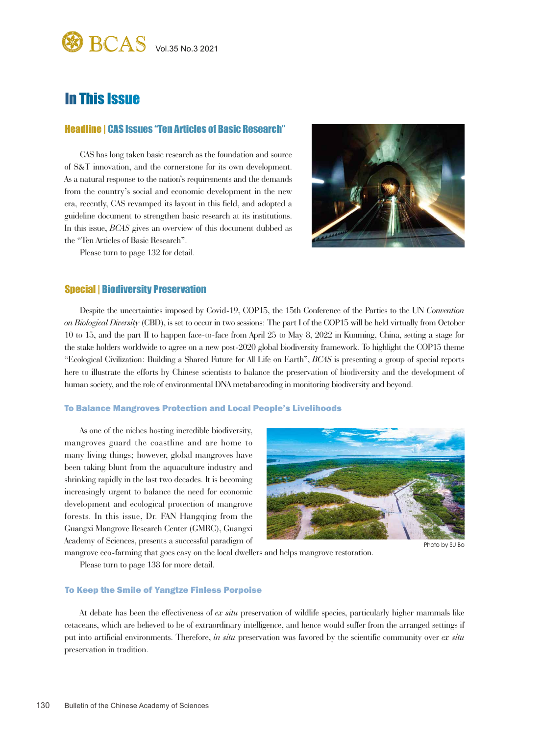# In This Issue

## Headline | CAS Issues "Ten Articles of Basic Research"

CAS has long taken basic research as the foundation and source of S&T innovation, and the cornerstone for its own development. As a natural response to the nation's requirements and the demands from the country's social and economic development in the new era, recently, CAS revamped its layout in this field, and adopted a guideline document to strengthen basic research at its institutions. In this issue, *BCAS* gives an overview of this document dubbed as the "Ten Articles of Basic Research".

Please turn to page 132 for detail.

## Special | Biodiversity Preservation

Despite the uncertainties imposed by Covid-19, COP15, the 15th Conference of the Parties to the UN *Convention on Biological Diversity* (CBD), is set to occur in two sessions: The part I of the COP15 will be held virtually from October 10 to 15, and the part II to happen face-to-face from April 25 to May 8, 2022 in Kunming, China, setting a stage for the stake holders worldwide to agree on a new post-2020 global biodiversity framework. To highlight the COP15 theme "Ecological Civilization: Building a Shared Future for All Life on Earth", *BCAS* is presenting a group of special reports here to illustrate the efforts by Chinese scientists to balance the preservation of biodiversity and the development of human society, and the role of environmental DNA metabarcoding in monitoring biodiversity and beyond.

### To Balance Mangroves Protection and Local People's Livelihoods

As one of the niches hosting incredible biodiversity, mangroves guard the coastline and are home to many living things; however, global mangroves have been taking blunt from the aquaculture industry and shrinking rapidly in the last two decades. It is becoming increasingly urgent to balance the need for economic development and ecological protection of mangrove forests. In this issue, Dr. FAN Hangqing from the Guangxi Mangrove Research Center (GMRC), Guangxi Academy of Sciences, presents a successful paradigm of mangrove eco-farming that goes easy on the local dwellers and helps mangrove restoration.

Photo by SU Bo

Please turn to page 138 for more detail.

### To Keep the Smile of Yangtze Finless Porpoise

At debate has been the effectiveness of *ex situ* preservation of wildlife species, particularly higher mammals like cetaceans, which are believed to be of extraordinary intelligence, and hence would suffer from the arranged settings if put into artificial environments. Therefore, *in situ* preservation was favored by the scientific community over *ex situ* preservation in tradition.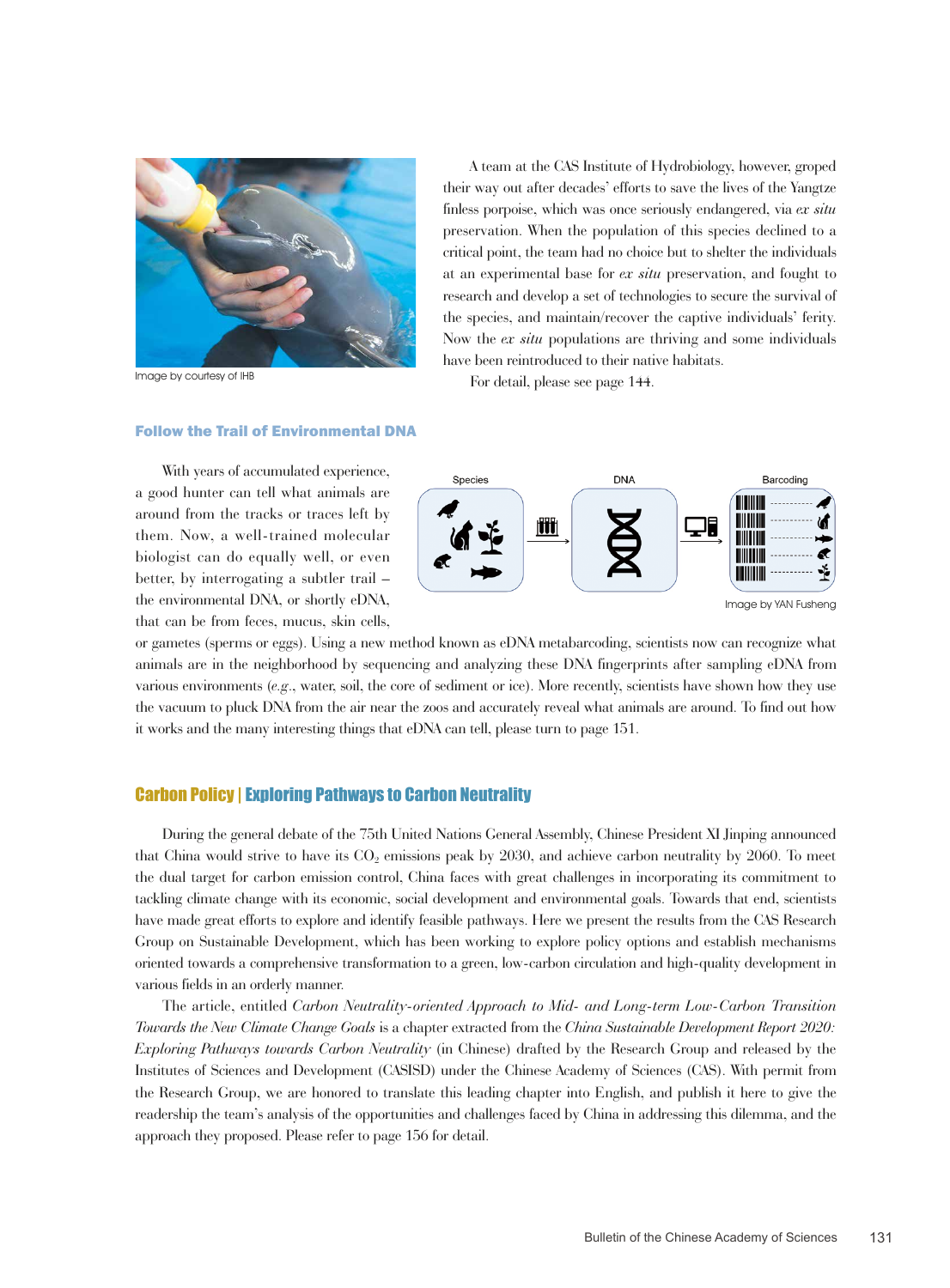Image by courtesy of IHB

A team at the CAS Institute of Hydrobiology, however, groped their way out after decades' efforts to save the lives of the Yangtze finless porpoise, which was once seriously endangered, via *ex situ* preservation. When the population of this species declined to a critical point, the team had no choice but to shelter the individuals at an experimental base for *ex situ* preservation, and fought to research and develop a set of technologies to secure the survival of the species, and maintain/recover the captive individuals' ferity. Now the *ex situ* populations are thriving and some individuals have been reintroduced to their native habitats.

For detail, please see page 144.

### Follow the Trail of Environmental DNA

With years of accumulated experience, a good hunter can tell what animals are around from the tracks or traces left by them. Now, a well-trained molecular biologist can do equally well, or even better, by interrogating a subtler trail – the environmental DNA, or shortly eDNA, that can be from feces, mucus, skin cells, or gametes (sperms or eggs). Using a new method known as eDNA metabarcoding, scientists now can recognize what animals are in the neighborhood by sequencing and analyzing these DNA fingerprints after sampling eDNA from various environments (*e.g.*, water, soil, the core of sediment or ice). More recently, scientists have shown how they use the vacuum to pluck DNA from the air near the zoos and accurately reveal what animals are around. To find out how it works and the many interesting things that eDNA can tell, please turn to page 151.

Species

DNA

Barcoding

Image by YAN Fusheng

## Carbon Policy | Exploring Pathways to Carbon Neutrality

During the general debate of the 75th United Nations General Assembly, Chinese President XI Jinping announced that China would strive to have its $CO_2$ emissions peak by 2030, and achieve carbon neutrality by 2060. To meet the dual target for carbon emission control, China faces with great challenges in incorporating its commitment to tackling climate change with its economic, social development and environmental goals. Towards that end, scientists have made great efforts to explore and identify feasible pathways. Here we present the results from the CAS Research Group on Sustainable Development, which has been working to explore policy options and establish mechanisms oriented towards a comprehensive transformation to a green, low-carbon circulation and high-quality development in various fields in an orderly manner.

The article, entitled *Carbon Neutrality-oriented Approach to Mid- and Long-term Low-Carbon Transition Towards the New Climate Change Goals* is a chapter extracted from the *China Sustainable Development Report 2020: Exploring Pathways towards Carbon Neutrality* (in Chinese) drafted by the Research Group and released by the Institutes of Sciences and Development (CASISD) under the Chinese Academy of Sciences (CAS). With permit from the Research Group, we are honored to translate this leading chapter into English, and publish it here to give the readership the team's analysis of the opportunities and challenges faced by China in addressing this dilemma, and the approach they proposed. Please refer to page 156 for detail.